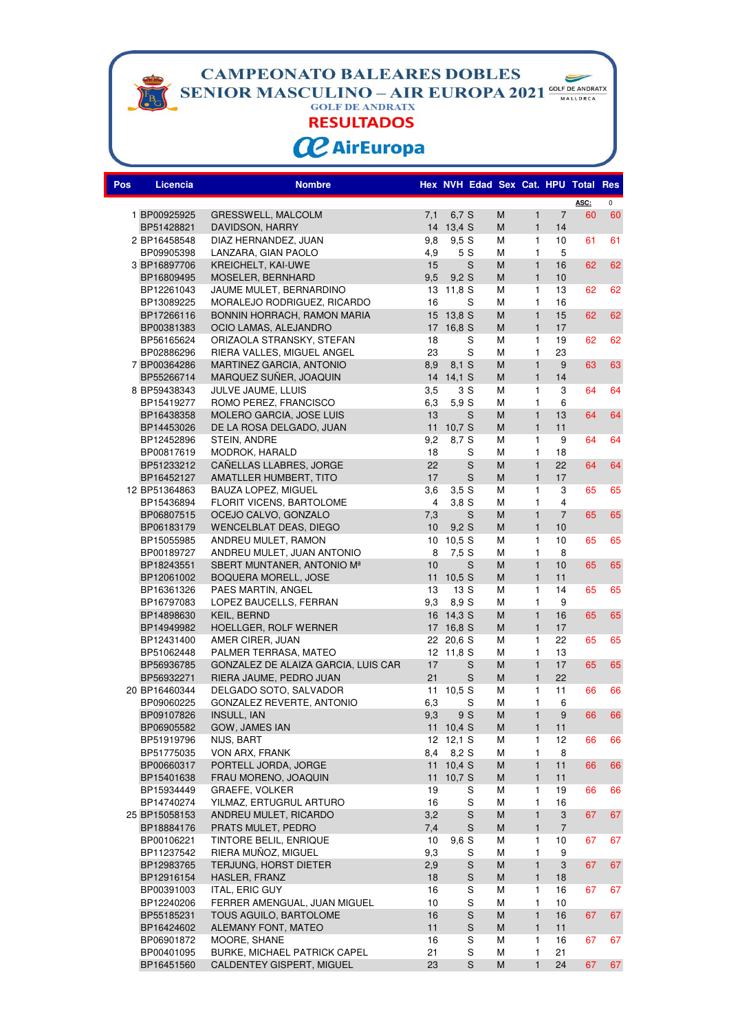# CAMPEONATO BALEARES DOBLES SENIOR MASCULINO – AIR EUROPA 2021

GOLF DE ANDRATX

## RESULTADOS

AirEuropa

| Pos | Licencia | Nombre | Hex | NVH | Edad | Sex | Cat. | HPU | Total | Res |
|---|---|---|---|---|---|---|---|---|---|---|
| | | | | | | | | | ASC: | 0 |
| 1 | BP00925925 | GRESSWELL, MALCOLM | 7,1 | 6,7 | S | M | 1 | 7 | 60 | 60 |
| | BP51428821 | DAVIDSON, HARRY | 14 | 13,4 | S | M | 1 | 14 | | |
| 2 | BP16458548 | DIAZ HERNANDEZ, JUAN | 9,8 | 9,5 | S | M | 1 | 10 | 61 | 61 |
| | BP09905398 | LANZARA, GIAN PAOLO | 4,9 | 5 | S | M | 1 | 5 | | |
| 3 | BP16897706 | KREICHELT, KAI-UWE | 15 | | S | M | 1 | 16 | 62 | 62 |
| | BP16809495 | MOSELER, BERNHARD | 9,5 | 9,2 | S | M | 1 | 10 | | |
| | BP12261043 | JAUME MULET, BERNARDINO | 13 | 11,8 | S | M | 1 | 13 | 62 | 62 |
| | BP13089225 | MORALEJO RODRIGUEZ, RICARDO | 16 | | S | M | 1 | 16 | | |
| | BP17266116 | BONNIN HORRACH, RAMON MARIA | 15 | 13,8 | S | M | 1 | 15 | 62 | 62 |
| | BP00381383 | OCIO LAMAS, ALEJANDRO | 17 | 16,8 | S | M | 1 | 17 | | |
| | BP56165624 | ORIZAOLA STRANSKY, STEFAN | 18 | | S | M | 1 | 19 | 62 | 62 |
| | BP02886296 | RIERA VALLES, MIGUEL ANGEL | 23 | | S | M | 1 | 23 | | |
| 7 | BP00364286 | MARTINEZ GARCIA, ANTONIO | 8,9 | 8,1 | S | M | 1 | 9 | 63 | 63 |
| | BP55266714 | MARQUEZ SUÑER, JOAQUIN | 14 | 14,1 | S | M | 1 | 14 | | |
| 8 | BP59438343 | JULVE JAUME, LLUIS | 3,5 | 3 | S | M | 1 | 3 | 64 | 64 |
| | BP15419277 | ROMO PEREZ, FRANCISCO | 6,3 | 5,9 | S | M | 1 | 6 | | |
| | BP16438358 | MOLERO GARCIA, JOSE LUIS | 13 | | S | M | 1 | 13 | 64 | 64 |
| | BP14453026 | DE LA ROSA DELGADO, JUAN | 11 | 10,7 | S | M | 1 | 11 | | |
| | BP12452896 | STEIN, ANDRE | 9,2 | 8,7 | S | M | 1 | 9 | 64 | 64 |
| | BP00817619 | MODROK, HARALD | 18 | | S | M | 1 | 18 | | |
| | BP51233212 | CAÑELLAS LLABRES, JORGE | 22 | | S | M | 1 | 22 | 64 | 64 |
| | BP16452127 | AMATLLER HUMBERT, TITO | 17 | | S | M | 1 | 17 | | |
| 12 | BP51364863 | BAUZA LOPEZ, MIGUEL | 3,6 | 3,5 | S | M | 1 | 3 | 65 | 65 |
| | BP15436894 | FLORIT VICENS, BARTOLOME | 4 | 3,8 | S | M | 1 | 4 | | |
| | BP06807515 | OCEJO CALVO, GONZALO | 7,3 | | S | M | 1 | 7 | 65 | 65 |
| | BP06183179 | WENCELBLAT DEAS, DIEGO | 10 | 9,2 | S | M | 1 | 10 | | |
| | BP15055985 | ANDREU MULET, RAMON | 10 | 10,5 | S | M | 1 | 10 | 65 | 65 |
| | BP00189727 | ANDREU MULET, JUAN ANTONIO | 8 | 7,5 | S | M | 1 | 8 | | |
| | BP18243551 | SBERT MUNTANER, ANTONIO Mª | 10 | | S | M | 1 | 10 | 65 | 65 |
| | BP12061002 | BOQUERA MORELL, JOSE | 11 | 10,5 | S | M | 1 | 11 | | |
| | BP16361326 | PAES MARTIN, ANGEL | 13 | 13 | S | M | 1 | 14 | 65 | 65 |
| | BP16797083 | LOPEZ BAUCELLS, FERRAN | 9,3 | 8,9 | S | M | 1 | 9 | | |
| | BP14898630 | KEIL, BERND | 16 | 14,3 | S | M | 1 | 16 | 65 | 65 |
| | BP14949982 | HOELLGER, ROLF WERNER | 17 | 16,8 | S | M | 1 | 17 | | |
| | BP12431400 | AMER CIRER, JUAN | 22 | 20,6 | S | M | 1 | 22 | 65 | 65 |
| | BP51062448 | PALMER TERRASA, MATEO | 12 | 11,8 | S | M | 1 | 13 | | |
| | BP56936785 | GONZALEZ DE ALAIZA GARCIA, LUIS CAR | 17 | | S | M | 1 | 17 | 65 | 65 |
| | BP56932271 | RIERA JAUME, PEDRO JUAN | 21 | | S | M | 1 | 22 | | |
| 20 | BP16460344 | DELGADO SOTO, SALVADOR | 11 | 10,5 | S | M | 1 | 11 | 66 | 66 |
| | BP09060225 | GONZALEZ REVERTE, ANTONIO | 6,3 | | S | M | 1 | 6 | | |
| | BP09107826 | INSULL, IAN | 9,3 | 9 | S | M | 1 | 9 | 66 | 66 |
| | BP06905582 | GOW, JAMES IAN | 11 | 10,4 | S | M | 1 | 11 | | |
| | BP51919796 | NIJS, BART | 12 | 12,1 | S | M | 1 | 12 | 66 | 66 |
| | BP51775035 | VON ARX, FRANK | 8,4 | 8,2 | S | M | 1 | 8 | | |
| | BP00660317 | PORTELL JORDA, JORGE | 11 | 10,4 | S | M | 1 | 11 | 66 | 66 |
| | BP15401638 | FRAU MORENO, JOAQUIN | 11 | 10,7 | S | M | 1 | 11 | | |
| | BP15934449 | GRAEFE, VOLKER | 19 | | S | M | 1 | 19 | 66 | 66 |
| | BP14740274 | YILMAZ, ERTUGRUL ARTURO | 16 | | S | M | 1 | 16 | | |
| 25 | BP15058153 | ANDREU MULET, RICARDO | 3,2 | | S | M | 1 | 3 | 67 | 67 |
| | BP18884176 | PRATS MULET, PEDRO | 7,4 | | S | M | 1 | 7 | | |
| | BP00106221 | TINTORE BELIL, ENRIQUE | 10 | 9,6 | S | M | 1 | 10 | 67 | 67 |
| | BP11237542 | RIERA MUÑOZ, MIGUEL | 9,3 | | S | M | 1 | 9 | | |
| | BP12983765 | TERJUNG, HORST DIETER | 2,9 | | S | M | 1 | 3 | 67 | 67 |
| | BP12916154 | HASLER, FRANZ | 18 | | S | M | 1 | 18 | | |
| | BP00391003 | ITAL, ERIC GUY | 16 | | S | M | 1 | 16 | 67 | 67 |
| | BP12240206 | FERRER AMENGUAL, JUAN MIGUEL | 10 | | S | M | 1 | 10 | | |
| | BP55185231 | TOUS AGUILO, BARTOLOME | 16 | | S | M | 1 | 16 | 67 | 67 |
| | BP16424602 | ALEMANY FONT, MATEO | 11 | | S | M | 1 | 11 | | |
| | BP06901872 | MOORE, SHANE | 16 | | S | M | 1 | 16 | 67 | 67 |
| | BP00401095 | BURKE, MICHAEL PATRICK CAPEL | 21 | | S | M | 1 | 21 | | |
| | BP16451560 | CALDENTEY GISPERT, MIGUEL | 23 | | S | M | 1 | 24 | 67 | 67 |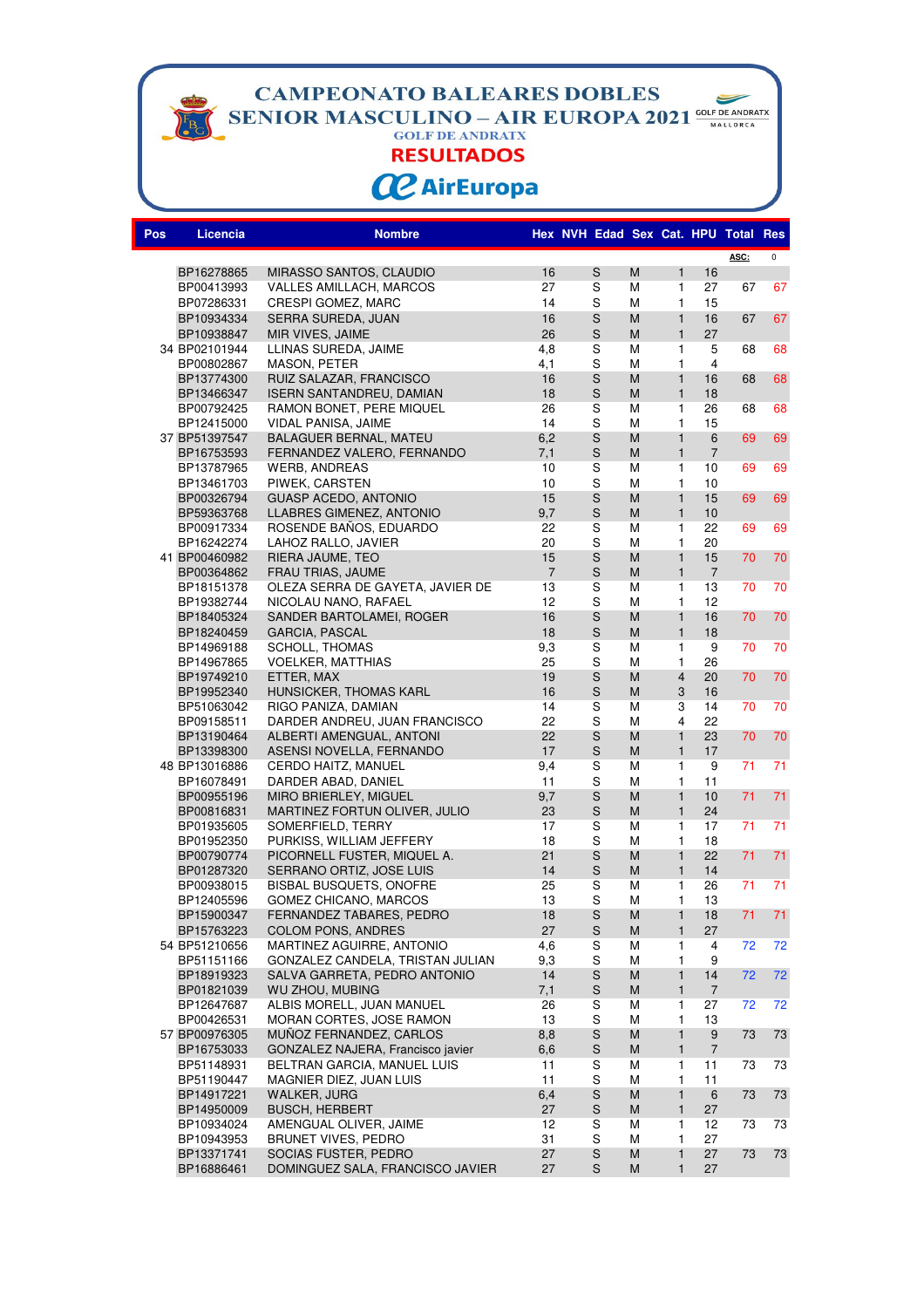# CAMPEONATO BALEARES DOBLES SENIOR MASCULINO – AIR EUROPA 2021

GOLF DE ANDRATX

## RESULTADOS

| Pos | Licencia | Nombre | Hex | NVH | Edad | Sex | Cat. | HPU | Total | Res |
|---|---|---|---|---|---|---|---|---|---|---|
| | | | | | | | | | ASC: | 0 |
| | BP16278865 | MIRASSO SANTOS, CLAUDIO | 16 | | S | M | 1 | 16 | | |
| | BP00413993 | VALLES AMILLACH, MARCOS | 27 | | S | M | 1 | 27 | 67 | 67 |
| | BP07286331 | CRESPI GOMEZ, MARC | 14 | | S | M | 1 | 15 | | |
| | BP10934334 | SERRA SUREDA, JUAN | 16 | | S | M | 1 | 16 | 67 | 67 |
| | BP10938847 | MIR VIVES, JAIME | 26 | | S | M | 1 | 27 | | |
| 34 | BP02101944 | LLINAS SUREDA, JAIME | 4,8 | | S | M | 1 | 5 | 68 | 68 |
| | BP00802867 | MASON, PETER | 4,1 | | S | M | 1 | 4 | | |
| | BP13774300 | RUIZ SALAZAR, FRANCISCO | 16 | | S | M | 1 | 16 | 68 | 68 |
| | BP13466347 | ISERN SANTANDREU, DAMIAN | 18 | | S | M | 1 | 18 | | |
| | BP00792425 | RAMON BONET, PERE MIQUEL | 26 | | S | M | 1 | 26 | 68 | 68 |
| | BP12415000 | VIDAL PANISA, JAIME | 14 | | S | M | 1 | 15 | | |
| 37 | BP51397547 | BALAGUER BERNAL, MATEU | 6,2 | | S | M | 1 | 6 | 69 | 69 |
| | BP16753593 | FERNANDEZ VALERO, FERNANDO | 7,1 | | S | M | 1 | 7 | | |
| | BP13787965 | WERB, ANDREAS | 10 | | S | M | 1 | 10 | 69 | 69 |
| | BP13461703 | PIWEK, CARSTEN | 10 | | S | M | 1 | 10 | | |
| | BP00326794 | GUASP ACEDO, ANTONIO | 15 | | S | M | 1 | 15 | 69 | 69 |
| | BP59363768 | LLABRES GIMENEZ, ANTONIO | 9,7 | | S | M | 1 | 10 | | |
| | BP00917334 | ROSENDE BAÑOS, EDUARDO | 22 | | S | M | 1 | 22 | 69 | 69 |
| | BP16242274 | LAHOZ RALLO, JAVIER | 20 | | S | M | 1 | 20 | | |
| 41 | BP00460982 | RIERA JAUME, TEO | 15 | | S | M | 1 | 15 | 70 | 70 |
| | BP00364862 | FRAU TRIAS, JAUME | 7 | | S | M | 1 | 7 | | |
| | BP18151378 | OLEZA SERRA DE GAYETA, JAVIER DE | 13 | | S | M | 1 | 13 | 70 | 70 |
| | BP19382744 | NICOLAU NANO, RAFAEL | 12 | | S | M | 1 | 12 | | |
| | BP18405324 | SANDER BARTOLAMEI, ROGER | 16 | | S | M | 1 | 16 | 70 | 70 |
| | BP18240459 | GARCIA, PASCAL | 18 | | S | M | 1 | 18 | | |
| | BP14969188 | SCHOLL, THOMAS | 9,3 | | S | M | 1 | 9 | 70 | 70 |
| | BP14967865 | VOELKER, MATTHIAS | 25 | | S | M | 1 | 26 | | |
| | BP19749210 | ETTER, MAX | 19 | | S | M | 4 | 20 | 70 | 70 |
| | BP19952340 | HUNSICKER, THOMAS KARL | 16 | | S | M | 3 | 16 | | |
| | BP51063042 | RIGO PANIZA, DAMIAN | 14 | | S | M | 3 | 14 | 70 | 70 |
| | BP09158511 | DARDER ANDREU, JUAN FRANCISCO | 22 | | S | M | 4 | 22 | | |
| | BP13190464 | ALBERTI AMENGUAL, ANTONI | 22 | | S | M | 1 | 23 | 70 | 70 |
| | BP13398300 | ASENSI NOVELLA, FERNANDO | 17 | | S | M | 1 | 17 | | |
| 48 | BP13016886 | CERDO HAITZ, MANUEL | 9,4 | | S | M | 1 | 9 | 71 | 71 |
| | BP16078491 | DARDER ABAD, DANIEL | 11 | | S | M | 1 | 11 | | |
| | BP00955196 | MIRO BRIERLEY, MIGUEL | 9,7 | | S | M | 1 | 10 | 71 | 71 |
| | BP00816831 | MARTINEZ FORTUN OLIVER, JULIO | 23 | | S | M | 1 | 24 | | |
| | BP01935605 | SOMERFIELD, TERRY | 17 | | S | M | 1 | 17 | 71 | 71 |
| | BP01952350 | PURKISS, WILLIAM JEFFERY | 18 | | S | M | 1 | 18 | | |
| | BP00790774 | PICORNELL FUSTER, MIQUEL A. | 21 | | S | M | 1 | 22 | 71 | 71 |
| | BP01287320 | SERRANO ORTIZ, JOSE LUIS | 14 | | S | M | 1 | 14 | | |
| | BP00938015 | BISBAL BUSQUETS, ONOFRE | 25 | | S | M | 1 | 26 | 71 | 71 |
| | BP12405596 | GOMEZ CHICANO, MARCOS | 13 | | S | M | 1 | 13 | | |
| | BP15900347 | FERNANDEZ TABARES, PEDRO | 18 | | S | M | 1 | 18 | 71 | 71 |
| | BP15763223 | COLOM PONS, ANDRES | 27 | | S | M | 1 | 27 | | |
| 54 | BP51210656 | MARTINEZ AGUIRRE, ANTONIO | 4,6 | | S | M | 1 | 4 | 72 | 72 |
| | BP51151166 | GONZALEZ CANDELA, TRISTAN JULIAN | 9,3 | | S | M | 1 | 9 | | |
| | BP18919323 | SALVA GARRETA, PEDRO ANTONIO | 14 | | S | M | 1 | 14 | 72 | 72 |
| | BP01821039 | WU ZHOU, MUBING | 7,1 | | S | M | 1 | 7 | | |
| | BP12647687 | ALBIS MORELL, JUAN MANUEL | 26 | | S | M | 1 | 27 | 72 | 72 |
| | BP00426531 | MORAN CORTES, JOSE RAMON | 13 | | S | M | 1 | 13 | | |
| 57 | BP00976305 | MUÑOZ FERNANDEZ, CARLOS | 8,8 | | S | M | 1 | 9 | 73 | 73 |
| | BP16753033 | GONZALEZ NAJERA, Francisco javier | 6,6 | | S | M | 1 | 7 | | |
| | BP51148931 | BELTRAN GARCIA, MANUEL LUIS | 11 | | S | M | 1 | 11 | 73 | 73 |
| | BP51190447 | MAGNIER DIEZ, JUAN LUIS | 11 | | S | M | 1 | 11 | | |
| | BP14917221 | WALKER, JURG | 6,4 | | S | M | 1 | 6 | 73 | 73 |
| | BP14950009 | BUSCH, HERBERT | 27 | | S | M | 1 | 27 | | |
| | BP10934024 | AMENGUAL OLIVER, JAIME | 12 | | S | M | 1 | 12 | 73 | 73 |
| | BP10943953 | BRUNET VIVES, PEDRO | 31 | | S | M | 1 | 27 | | |
| | BP13371741 | SOCIAS FUSTER, PEDRO | 27 | | S | M | 1 | 27 | 73 | 73 |
| | BP16886461 | DOMINGUEZ SALA, FRANCISCO JAVIER | 27 | | S | M | 1 | 27 | | |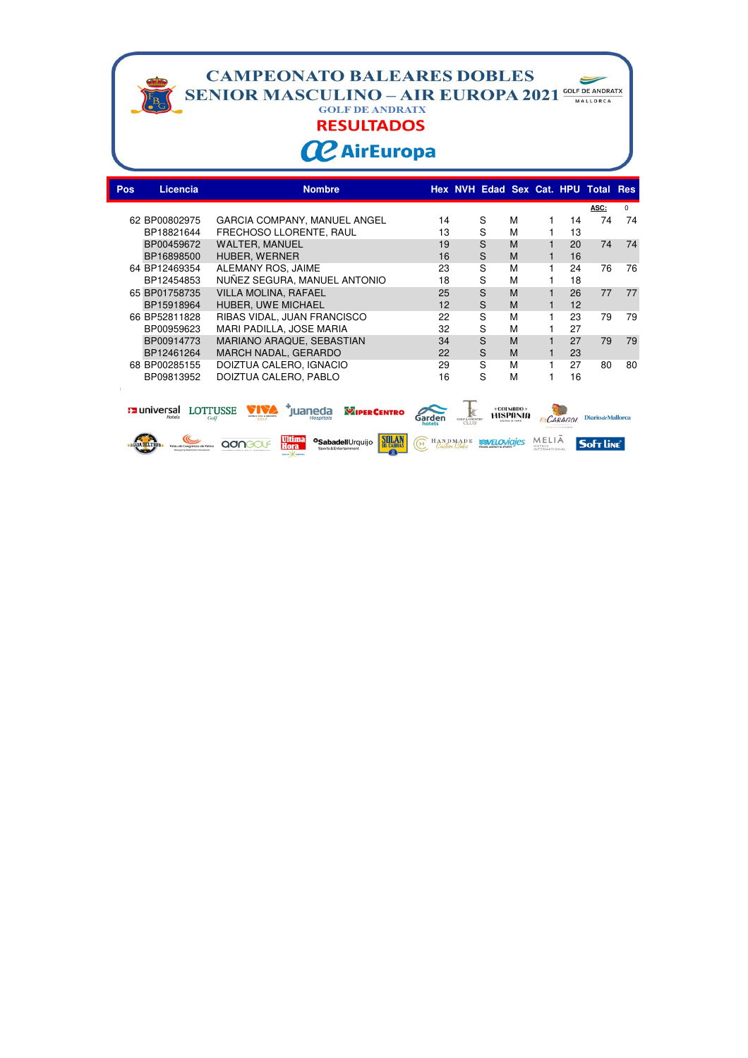# CAMPEONATO BALEARES DOBLES SENIOR MASCULINO – AIR EUROPA 2021

GOLF DE ANDRATX

## RESULTADOS

AirEuropa

| Pos | Licencia | Nombre | Hex | NVH | Edad | Sex | Cat. | HPU | Total | Res |
|---|---|---|---|---|---|---|---|---|---|---|
| | | | | | | | | | ASC: | 0 |
| 62 | BP00802975 | GARCIA COMPANY, MANUEL ANGEL | 14 | | S | | M | 1 | 14 | 74 | 74 |
| | BP18821644 | FRECHOSO LLORENTE, RAUL | 13 | | S | | M | 1 | 13 | | |
| | BP00459672 | WALTER, MANUEL | 19 | | S | | M | 1 | 20 | 74 | 74 |
| | BP16898500 | HUBER, WERNER | 16 | | S | | M | 1 | 16 | | |
| 64 | BP12469354 | ALEMANY ROS, JAIME | 23 | | S | | M | 1 | 24 | 76 | 76 |
| | BP12454853 | NUÑEZ SEGURA, MANUEL ANTONIO | 18 | | S | | M | 1 | 18 | | |
| 65 | BP01758735 | VILLA MOLINA, RAFAEL | 25 | | S | | M | 1 | 26 | 77 | 77 |
| | BP15918964 | HUBER, UWE MICHAEL | 12 | | S | | M | 1 | 12 | | |
| 66 | BP52811828 | RIBAS VIDAL, JUAN FRANCISCO | 22 | | S | | M | 1 | 23 | 79 | 79 |
| | BP00959623 | MARI PADILLA, JOSE MARIA | 32 | | S | | M | 1 | 27 | | |
| | BP00914773 | MARIANO ARAQUE, SEBASTIAN | 34 | | S | | M | 1 | 27 | 79 | 79 |
| | BP12461264 | MARCH NADAL, GERARDO | 22 | | S | | M | 1 | 23 | | |
| 68 | BP00285155 | DOIZTUA CALERO, IGNACIO | 29 | | S | | M | 1 | 27 | 80 | 80 |
| | BP09813952 | DOIZTUA CALERO, PABLO | 16 | | S | | M | 1 | 16 | | |